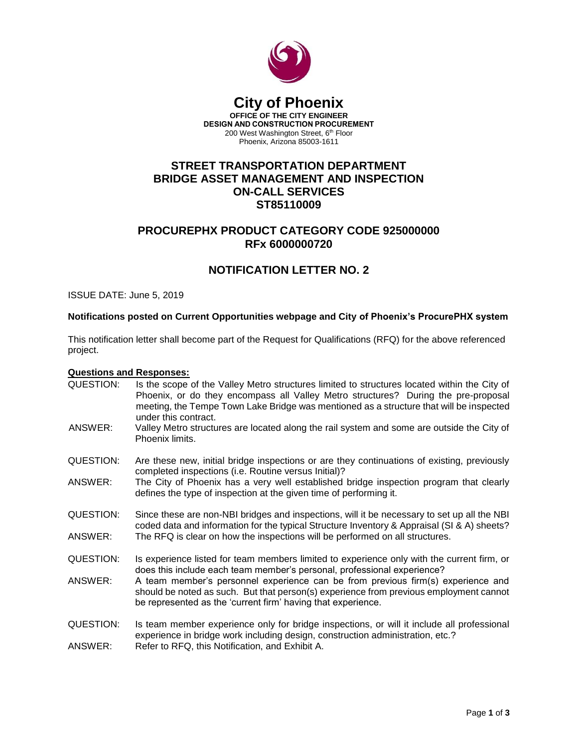# City of Phoenix

**OFFICE OF THE CITY ENGINEER**
**DESIGN AND CONSTRUCTION PROCUREMENT**
200 West Washington Street, 6th Floor
Phoenix, Arizona 85003-1611

## STREET TRANSPORTATION DEPARTMENT
## BRIDGE ASSET MANAGEMENT AND INSPECTION
## ON-CALL SERVICES
## ST85110009

## PROCUREPHX PRODUCT CATEGORY CODE 925000000
## RFx 6000000720

## NOTIFICATION LETTER NO. 2

ISSUE DATE: June 5, 2019

**Notifications posted on Current Opportunities webpage and City of Phoenix's ProcurePHX system**

This notification letter shall become part of the Request for Qualifications (RFQ) for the above referenced project.

**Questions and Responses:**

QUESTION: Is the scope of the Valley Metro structures limited to structures located within the City of Phoenix, or do they encompass all Valley Metro structures? During the pre-proposal meeting, the Tempe Town Lake Bridge was mentioned as a structure that will be inspected under this contract.

ANSWER: Valley Metro structures are located along the rail system and some are outside the City of Phoenix limits.

QUESTION: Are these new, initial bridge inspections or are they continuations of existing, previously completed inspections (i.e. Routine versus Initial)?

ANSWER: The City of Phoenix has a very well established bridge inspection program that clearly defines the type of inspection at the given time of performing it.

QUESTION: Since these are non-NBI bridges and inspections, will it be necessary to set up all the NBI coded data and information for the typical Structure Inventory & Appraisal (SI & A) sheets?

ANSWER: The RFQ is clear on how the inspections will be performed on all structures.

QUESTION: Is experience listed for team members limited to experience only with the current firm, or does this include each team member's personal, professional experience?

ANSWER: A team member's personnel experience can be from previous firm(s) experience and should be noted as such. But that person(s) experience from previous employment cannot be represented as the 'current firm' having that experience.

QUESTION: Is team member experience only for bridge inspections, or will it include all professional experience in bridge work including design, construction administration, etc.?

ANSWER: Refer to RFQ, this Notification, and Exhibit A.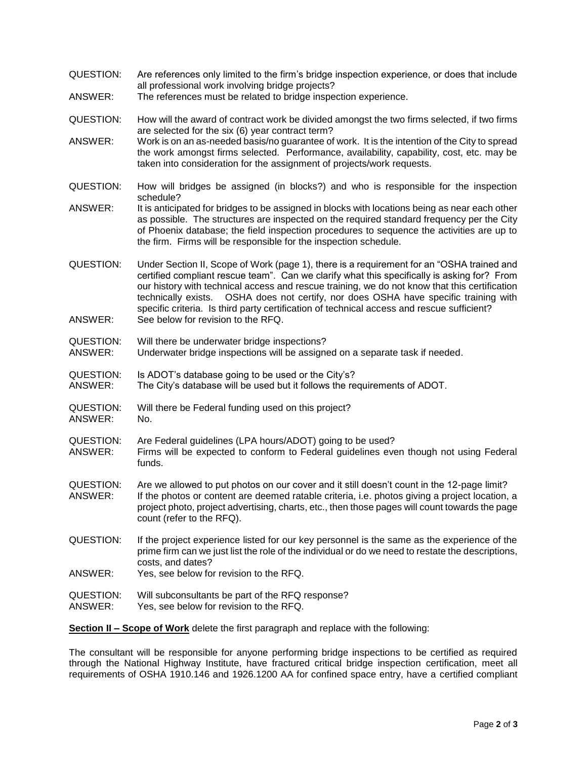QUESTION: Are references only limited to the firm's bridge inspection experience, or does that include all professional work involving bridge projects?
ANSWER: The references must be related to bridge inspection experience.

QUESTION: How will the award of contract work be divided amongst the two firms selected, if two firms are selected for the six (6) year contract term?
ANSWER: Work is on an as-needed basis/no guarantee of work. It is the intention of the City to spread the work amongst firms selected. Performance, availability, capability, cost, etc. may be taken into consideration for the assignment of projects/work requests.

QUESTION: How will bridges be assigned (in blocks?) and who is responsible for the inspection schedule?
ANSWER: It is anticipated for bridges to be assigned in blocks with locations being as near each other as possible. The structures are inspected on the required standard frequency per the City of Phoenix database; the field inspection procedures to sequence the activities are up to the firm. Firms will be responsible for the inspection schedule.

QUESTION: Under Section II, Scope of Work (page 1), there is a requirement for an "OSHA trained and certified compliant rescue team". Can we clarify what this specifically is asking for? From our history with technical access and rescue training, we do not know that this certification technically exists. OSHA does not certify, nor does OSHA have specific training with specific criteria. Is third party certification of technical access and rescue sufficient?
ANSWER: See below for revision to the RFQ.

QUESTION: Will there be underwater bridge inspections?
ANSWER: Underwater bridge inspections will be assigned on a separate task if needed.

QUESTION: Is ADOT's database going to be used or the City's?
ANSWER: The City's database will be used but it follows the requirements of ADOT.

QUESTION: Will there be Federal funding used on this project?
ANSWER: No.

QUESTION: Are Federal guidelines (LPA hours/ADOT) going to be used?
ANSWER: Firms will be expected to conform to Federal guidelines even though not using Federal funds.

QUESTION: Are we allowed to put photos on our cover and it still doesn't count in the 12-page limit?
ANSWER: If the photos or content are deemed ratable criteria, i.e. photos giving a project location, a project photo, project advertising, charts, etc., then those pages will count towards the page count (refer to the RFQ).

QUESTION: If the project experience listed for our key personnel is the same as the experience of the prime firm can we just list the role of the individual or do we need to restate the descriptions, costs, and dates?
ANSWER: Yes, see below for revision to the RFQ.

QUESTION: Will subconsultants be part of the RFQ response?
ANSWER: Yes, see below for revision to the RFQ.

**<u>Section II – Scope of Work</u>** delete the first paragraph and replace with the following:

The consultant will be responsible for anyone performing bridge inspections to be certified as required through the National Highway Institute, have fractured critical bridge inspection certification, meet all requirements of OSHA 1910.146 and 1926.1200 AA for confined space entry, have a certified compliant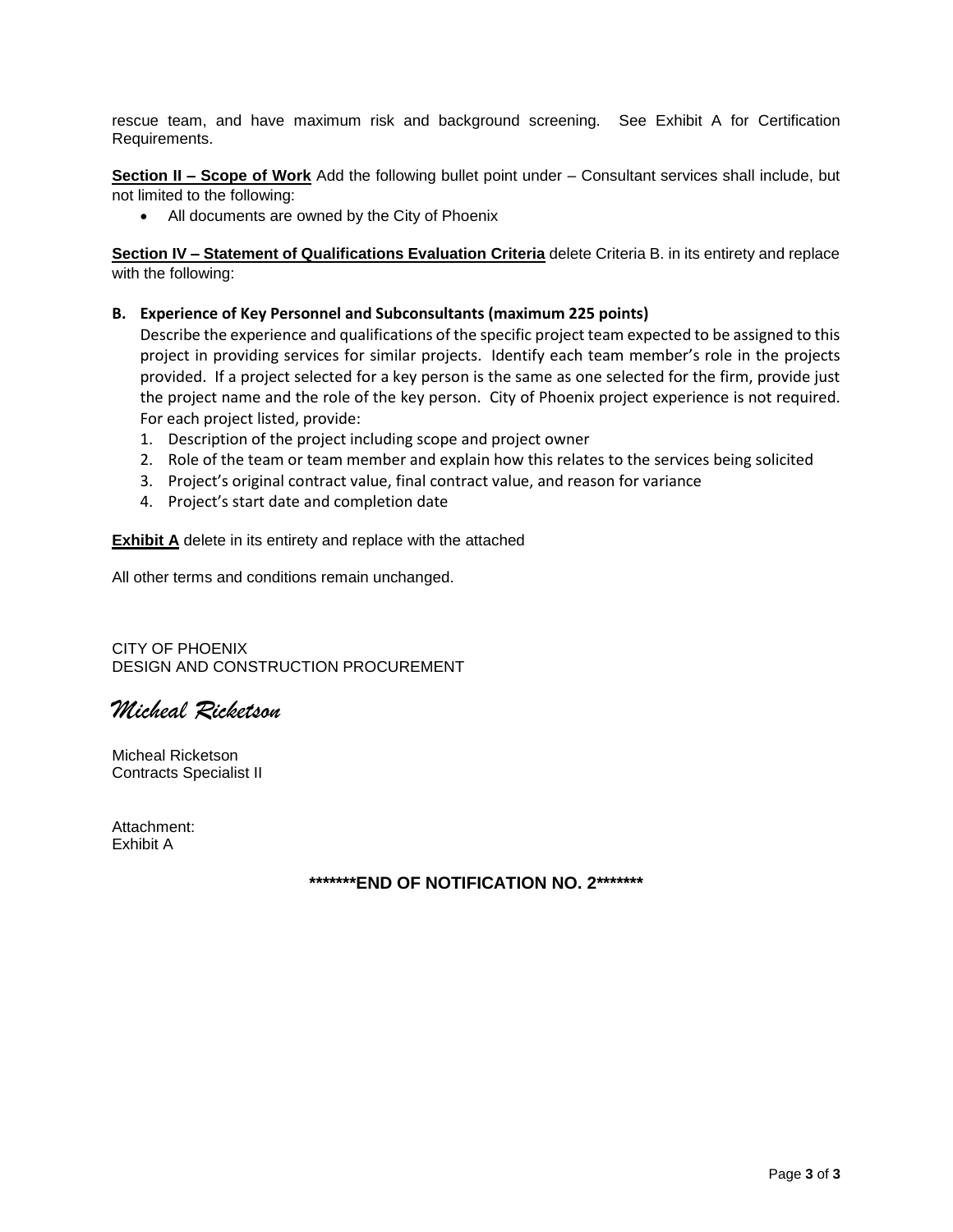rescue team, and have maximum risk and background screening. See Exhibit A for Certification Requirements.

**Section II – Scope of Work** Add the following bullet point under – Consultant services shall include, but not limited to the following:

- All documents are owned by the City of Phoenix

**Section IV – Statement of Qualifications Evaluation Criteria** delete Criteria B. in its entirety and replace with the following:

**B. Experience of Key Personnel and Subconsultants (maximum 225 points)**

Describe the experience and qualifications of the specific project team expected to be assigned to this project in providing services for similar projects. Identify each team member's role in the projects provided. If a project selected for a key person is the same as one selected for the firm, provide just the project name and the role of the key person. City of Phoenix project experience is not required. For each project listed, provide:

1. Description of the project including scope and project owner
2. Role of the team or team member and explain how this relates to the services being solicited
3. Project's original contract value, final contract value, and reason for variance
4. Project's start date and completion date

**Exhibit A** delete in its entirety and replace with the attached

All other terms and conditions remain unchanged.

CITY OF PHOENIX
DESIGN AND CONSTRUCTION PROCUREMENT

*Micheal Ricketson*

Micheal Ricketson
Contracts Specialist II

Attachment:
Exhibit A

**\*\*\*\*\*\*\*END OF NOTIFICATION NO. 2\*\*\*\*\*\*\***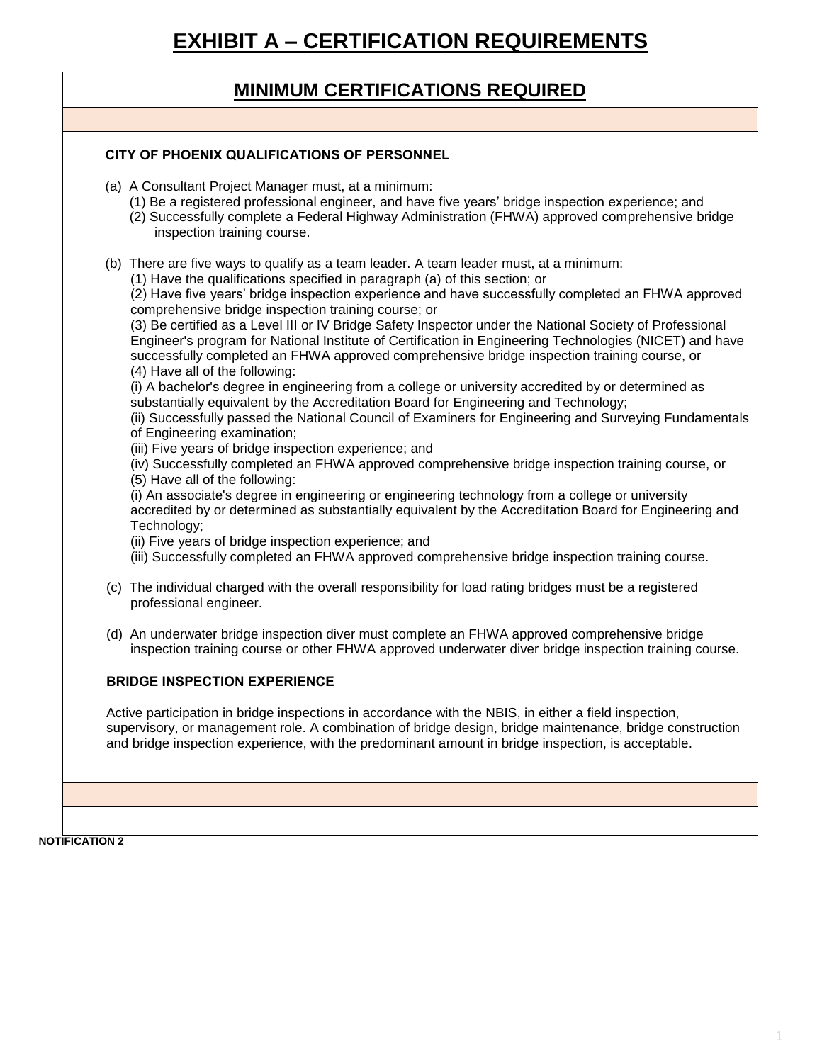# EXHIBIT A – CERTIFICATION REQUIREMENTS

## MINIMUM CERTIFICATIONS REQUIRED

**CITY OF PHOENIX QUALIFICATIONS OF PERSONNEL**

(a) A Consultant Project Manager must, at a minimum:
  (1) Be a registered professional engineer, and have five years' bridge inspection experience; and
  (2) Successfully complete a Federal Highway Administration (FHWA) approved comprehensive bridge inspection training course.

(b) There are five ways to qualify as a team leader. A team leader must, at a minimum:
  (1) Have the qualifications specified in paragraph (a) of this section; or
  (2) Have five years' bridge inspection experience and have successfully completed an FHWA approved comprehensive bridge inspection training course; or
  (3) Be certified as a Level III or IV Bridge Safety Inspector under the National Society of Professional Engineer's program for National Institute of Certification in Engineering Technologies (NICET) and have successfully completed an FHWA approved comprehensive bridge inspection training course, or
  (4) Have all of the following:
  (i) A bachelor's degree in engineering from a college or university accredited by or determined as substantially equivalent by the Accreditation Board for Engineering and Technology;
  (ii) Successfully passed the National Council of Examiners for Engineering and Surveying Fundamentals of Engineering examination;
  (iii) Five years of bridge inspection experience; and
  (iv) Successfully completed an FHWA approved comprehensive bridge inspection training course, or
  (5) Have all of the following:
  (i) An associate's degree in engineering or engineering technology from a college or university accredited by or determined as substantially equivalent by the Accreditation Board for Engineering and Technology;
  (ii) Five years of bridge inspection experience; and
  (iii) Successfully completed an FHWA approved comprehensive bridge inspection training course.

(c) The individual charged with the overall responsibility for load rating bridges must be a registered professional engineer.

(d) An underwater bridge inspection diver must complete an FHWA approved comprehensive bridge inspection training course or other FHWA approved underwater diver bridge inspection training course.

**BRIDGE INSPECTION EXPERIENCE**

Active participation in bridge inspections in accordance with the NBIS, in either a field inspection, supervisory, or management role. A combination of bridge design, bridge maintenance, bridge construction and bridge inspection experience, with the predominant amount in bridge inspection, is acceptable.

**NOTIFICATION 2**